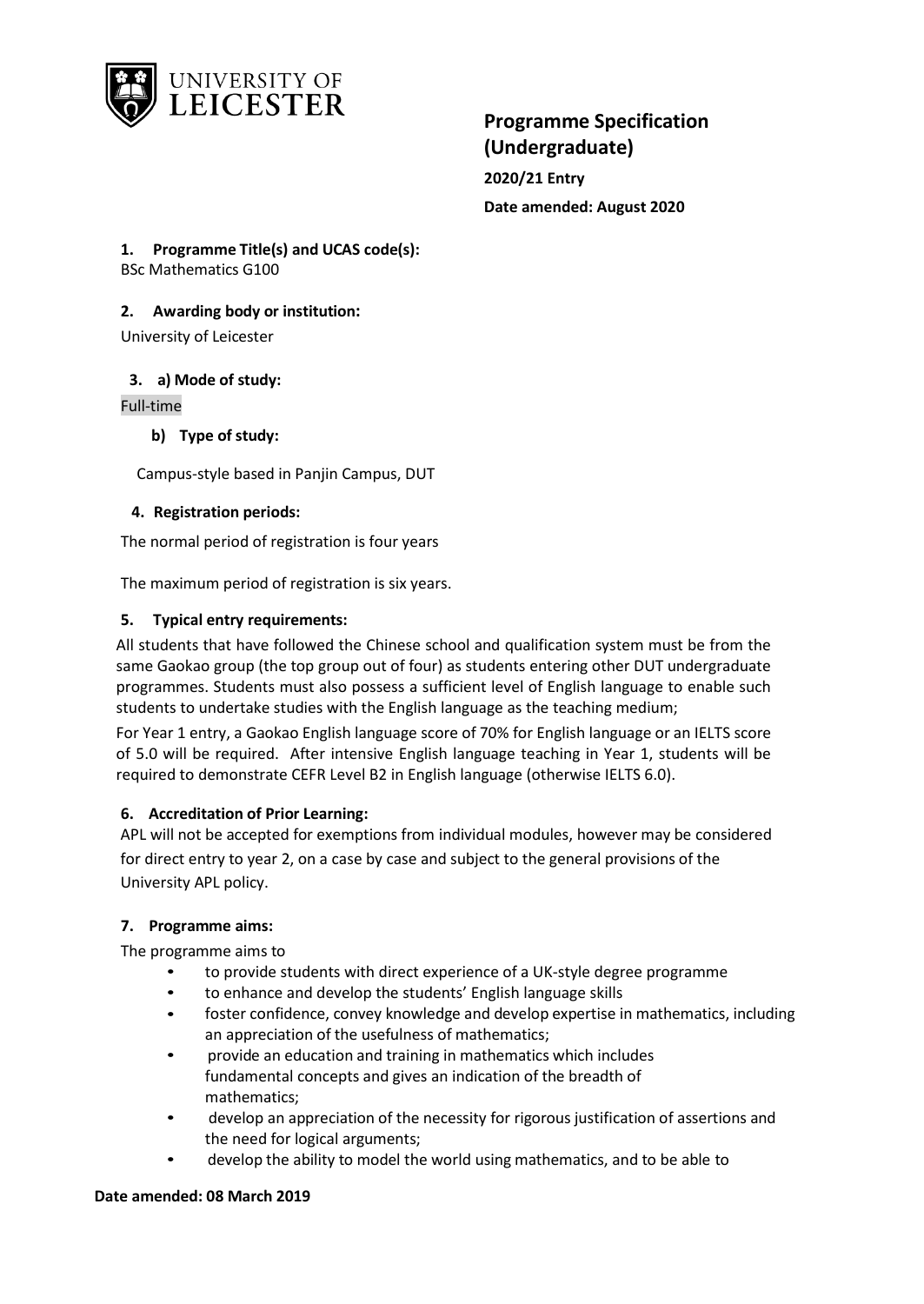UNIVERSITY OF LEICESTER

# Programme Specification (Undergraduate)

**2020/21 Entry**

**Date amended: August 2020**

**1. Programme Title(s) and UCAS code(s):**

BSc Mathematics G100

**2. Awarding body or institution:**

University of Leicester

**3. a) Mode of study:**

Full-time

**b) Type of study:**

Campus-style based in Panjin Campus, DUT

**4. Registration periods:**

The normal period of registration is four years

The maximum period of registration is six years.

**5. Typical entry requirements:**

All students that have followed the Chinese school and qualification system must be from the same Gaokao group (the top group out of four) as students entering other DUT undergraduate programmes. Students must also possess a sufficient level of English language to enable such students to undertake studies with the English language as the teaching medium;

For Year 1 entry, a Gaokao English language score of 70% for English language or an IELTS score of 5.0 will be required. After intensive English language teaching in Year 1, students will be required to demonstrate CEFR Level B2 in English language (otherwise IELTS 6.0).

**6. Accreditation of Prior Learning:**

APL will not be accepted for exemptions from individual modules, however may be considered for direct entry to year 2, on a case by case and subject to the general provisions of the University APL policy.

**7. Programme aims:**

The programme aims to

- to provide students with direct experience of a UK-style degree programme
- to enhance and develop the students' English language skills
- foster confidence, convey knowledge and develop expertise in mathematics, including an appreciation of the usefulness of mathematics;
- provide an education and training in mathematics which includes fundamental concepts and gives an indication of the breadth of mathematics;
- develop an appreciation of the necessity for rigorous justification of assertions and the need for logical arguments;
- develop the ability to model the world using mathematics, and to be able to

**Date amended: 08 March 2019**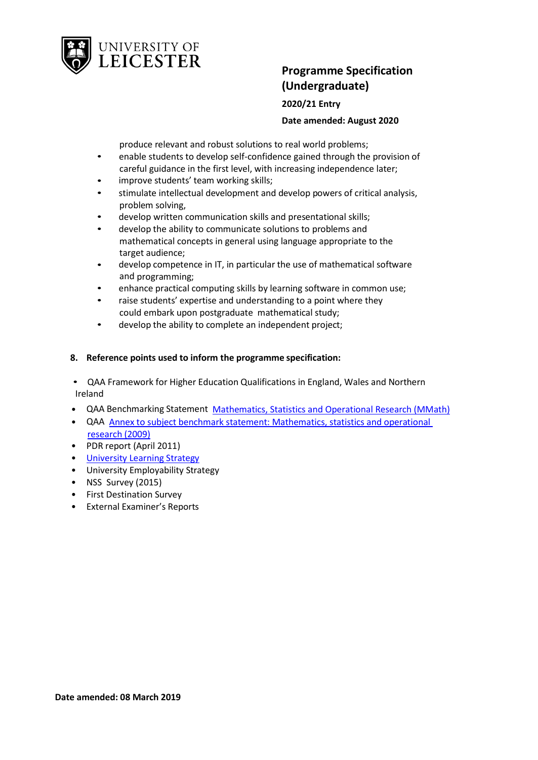produce relevant and robust solutions to real world problems;

- enable students to develop self-confidence gained through the provision of careful guidance in the first level, with increasing independence later;
- improve students' team working skills;
- stimulate intellectual development and develop powers of critical analysis, problem solving,
- develop written communication skills and presentational skills;
- develop the ability to communicate solutions to problems and mathematical concepts in general using language appropriate to the target audience;
- develop competence in IT, in particular the use of mathematical software and programming;
- enhance practical computing skills by learning software in common use;
- raise students' expertise and understanding to a point where they could embark upon postgraduate mathematical study;
- develop the ability to complete an independent project;

**8. Reference points used to inform the programme specification:**

- QAA Framework for Higher Education Qualifications in England, Wales and Northern Ireland
- QAA Benchmarking Statement [Mathematics, Statistics and Operational Research (MMath)]
- QAA [Annex to subject benchmark statement: Mathematics, statistics and operational research (2009)]
- PDR report (April 2011)
- [University Learning Strategy]
- University Employability Strategy
- NSS Survey (2015)
- First Destination Survey
- External Examiner's Reports

**Date amended: 08 March 2019**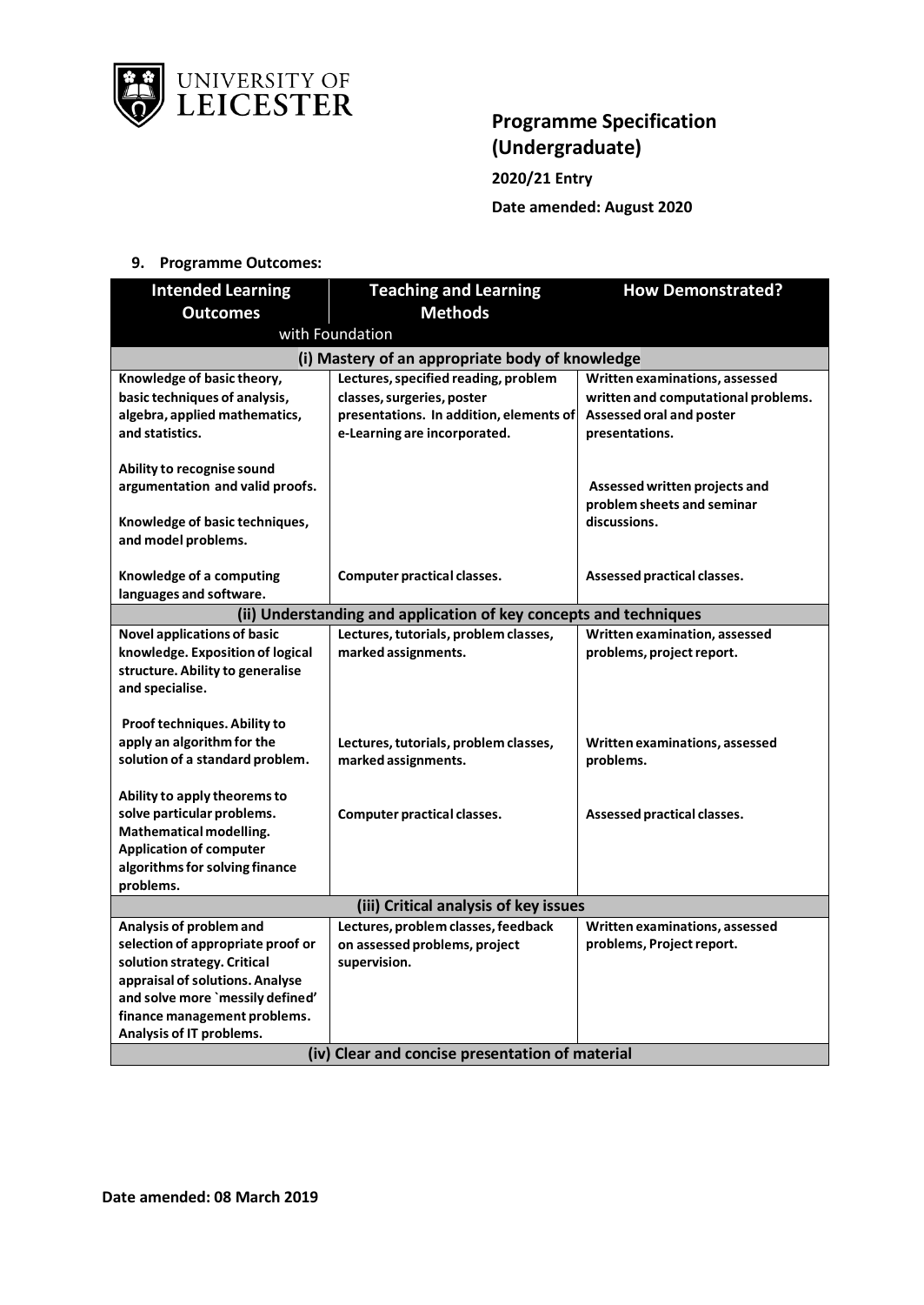## 9. Programme Outcomes:

| Intended Learning Outcomes | Teaching and Learning Methods | How Demonstrated? |
|---|---|---|
| with Foundation | | |
| **(i) Mastery of an appropriate body of knowledge** | | |
| **Knowledge of basic theory, basic techniques of analysis, algebra, applied mathematics, and statistics.** | **Lectures, specified reading, problem classes, surgeries, poster presentations. In addition, elements of e-Learning are incorporated.** | **Written examinations, assessed written and computational problems. Assessed oral and poster presentations.** |
| **Ability to recognise sound argumentation and valid proofs.** | | **Assessed written projects and problem sheets and seminar discussions.** |
| **Knowledge of basic techniques, and model problems.** | | |
| **Knowledge of a computing languages and software.** | **Computer practical classes.** | **Assessed practical classes.** |
| **(ii) Understanding and application of key concepts and techniques** | | |
| **Novel applications of basic knowledge. Exposition of logical structure. Ability to generalise and specialise.** | **Lectures, tutorials, problem classes, marked assignments.** | **Written examination, assessed problems, project report.** |
| **Proof techniques. Ability to apply an algorithm for the solution of a standard problem.** | **Lectures, tutorials, problem classes, marked assignments.** | **Written examinations, assessed problems.** |
| **Ability to apply theorems to solve particular problems. Mathematical modelling. Application of computer algorithms for solving finance problems.** | **Computer practical classes.** | **Assessed practical classes.** |
| **(iii) Critical analysis of key issues** | | |
| **Analysis of problem and selection of appropriate proof or solution strategy. Critical appraisal of solutions. Analyse and solve more `messily defined' finance management problems. Analysis of IT problems.** | **Lectures, problem classes, feedback on assessed problems, project supervision.** | **Written examinations, assessed problems, Project report.** |
| **(iv) Clear and concise presentation of material** | | |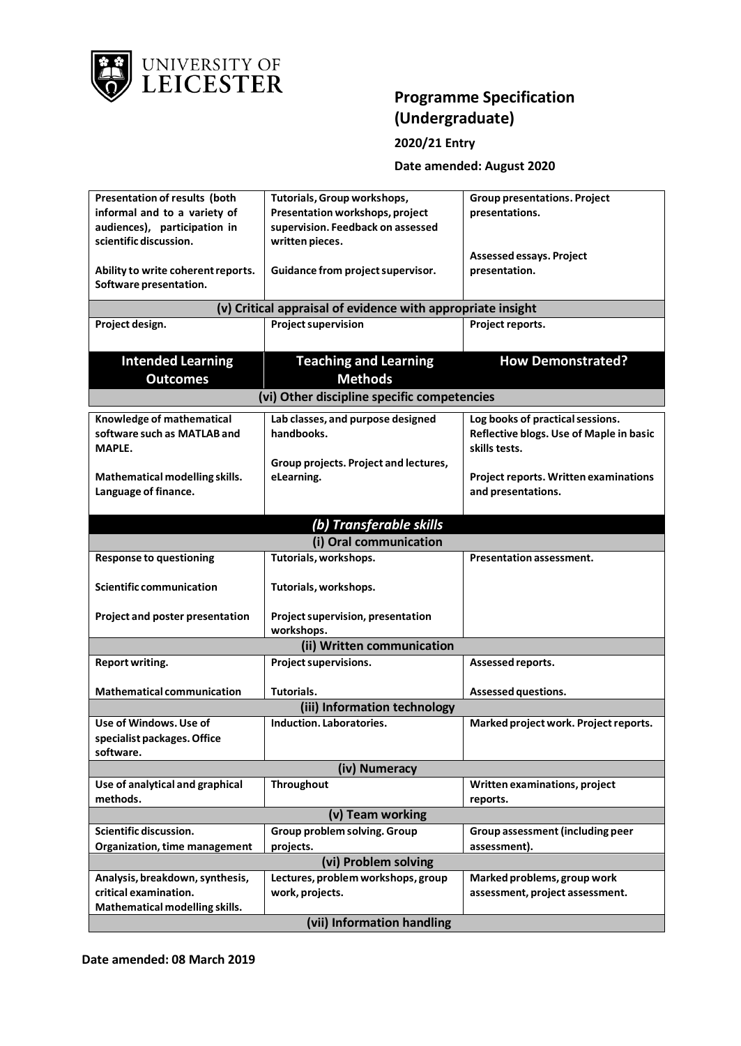| Intended Learning Outcomes | Teaching and Learning Methods | How Demonstrated? |
|---|---|---|
| **Presentation of results (both informal and to a variety of audiences), participation in scientific discussion.** | **Tutorials, Group workshops, Presentation workshops, project supervision. Feedback on assessed written pieces.** | **Group presentations. Project presentations.** |
| **Ability to write coherent reports. Software presentation.** | **Guidance from project supervisor.** | **Assessed essays. Project presentation.** |
| **(v) Critical appraisal of evidence with appropriate insight** | | |
| **Project design.** | **Project supervision** | **Project reports.** |

| Intended Learning Outcomes | Teaching and Learning Methods | How Demonstrated? |
|---|---|---|
| **(vi) Other discipline specific competencies** | | |
| **Knowledge of mathematical software such as MATLAB and MAPLE.** | **Lab classes, and purpose designed handbooks.** | **Log books of practical sessions. Reflective blogs. Use of Maple in basic skills tests.** |
| **Mathematical modelling skills. Language of finance.** | **Group projects. Project and lectures, eLearning.** | **Project reports. Written examinations and presentations.** |
| ***(b) Transferable skills*** | | |
| **(i) Oral communication** | | |
| **Response to questioning** | **Tutorials, workshops.** | **Presentation assessment.** |
| **Scientific communication** | **Tutorials, workshops.** | |
| **Project and poster presentation** | **Project supervision, presentation workshops.** | |
| **(ii) Written communication** | | |
| **Report writing.** | **Project supervisions.** | **Assessed reports.** |
| **Mathematical communication** | **Tutorials.** | **Assessed questions.** |
| **(iii) Information technology** | | |
| **Use of Windows. Use of specialist packages. Office software.** | **Induction. Laboratories.** | **Marked project work. Project reports.** |
| **(iv) Numeracy** | | |
| **Use of analytical and graphical methods.** | **Throughout** | **Written examinations, project reports.** |
| **(v) Team working** | | |
| **Scientific discussion. Organization, time management** | **Group problem solving. Group projects.** | **Group assessment (including peer assessment).** |
| **(vi) Problem solving** | | |
| **Analysis, breakdown, synthesis, critical examination. Mathematical modelling skills.** | **Lectures, problem workshops, group work, projects.** | **Marked problems, group work assessment, project assessment.** |
| **(vii) Information handling** | | |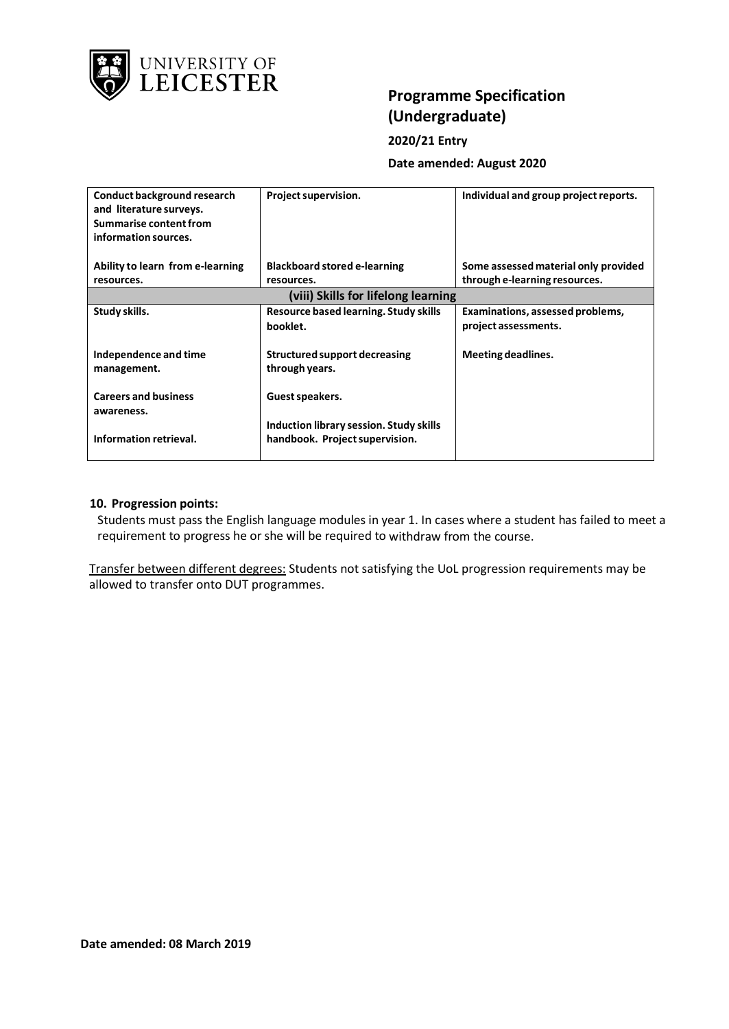| | | |
|---|---|---|
| **Conduct background research and literature surveys. Summarise content from information sources.** | **Project supervision.** | **Individual and group project reports.** |
| **Ability to learn from e-learning resources.** | **Blackboard stored e-learning resources.** | **Some assessed material only provided through e-learning resources.** |
| **(viii) Skills for lifelong learning** | | |
| **Study skills.** | **Resource based learning. Study skills booklet.** | **Examinations, assessed problems, project assessments.** |
| **Independence and time management.** | **Structured support decreasing through years.** | **Meeting deadlines.** |
| **Careers and business awareness.** | **Guest speakers.** | |
| **Information retrieval.** | **Induction library session. Study skills handbook. Project supervision.** | |

**10. Progression points:**

Students must pass the English language modules in year 1. In cases where a student has failed to meet a requirement to progress he or she will be required to withdraw from the course.

Transfer between different degrees: Students not satisfying the UoL progression requirements may be allowed to transfer onto DUT programmes.

**Date amended: 08 March 2019**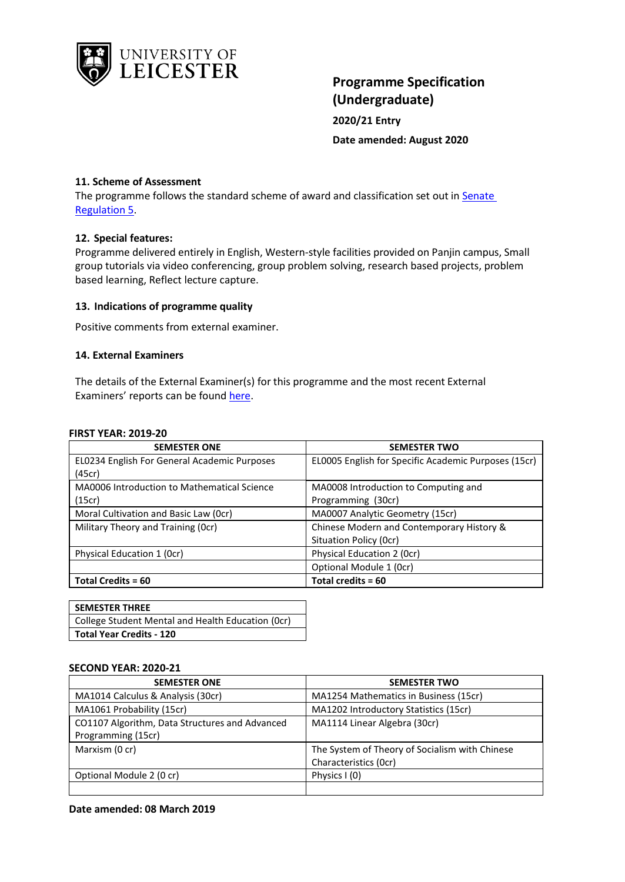## 11. Scheme of Assessment

The programme follows the standard scheme of award and classification set out in Senate Regulation 5.

## 12. Special features:

Programme delivered entirely in English, Western-style facilities provided on Panjin campus, Small group tutorials via video conferencing, group problem solving, research based projects, problem based learning, Reflect lecture capture.

## 13. Indications of programme quality

Positive comments from external examiner.

## 14. External Examiners

The details of the External Examiner(s) for this programme and the most recent External Examiners' reports can be found here.

**FIRST YEAR: 2019-20**

| SEMESTER ONE | SEMESTER TWO |
|---|---|
| EL0234 English For General Academic Purposes (45cr) | EL0005 English for Specific Academic Purposes (15cr) |
| MA0006 Introduction to Mathematical Science (15cr) | MA0008 Introduction to Computing and Programming (30cr) |
| Moral Cultivation and Basic Law (0cr) | MA0007 Analytic Geometry (15cr) |
| Military Theory and Training (0cr) | Chinese Modern and Contemporary History & Situation Policy (0cr) |
| Physical Education 1 (0cr) | Physical Education 2 (0cr) |
| | Optional Module 1 (0cr) |
| **Total Credits = 60** | **Total credits = 60** |

| SEMESTER THREE |
|---|
| College Student Mental and Health Education (0cr) |
| **Total Year Credits - 120** |

**SECOND YEAR: 2020-21**

| SEMESTER ONE | SEMESTER TWO |
|---|---|
| MA1014 Calculus & Analysis (30cr) | MA1254 Mathematics in Business (15cr) |
| MA1061 Probability (15cr) | MA1202 Introductory Statistics (15cr) |
| CO1107 Algorithm, Data Structures and Advanced Programming (15cr) | MA1114 Linear Algebra (30cr) |
| Marxism (0 cr) | The System of Theory of Socialism with Chinese Characteristics (0cr) |
| Optional Module 2 (0 cr) | Physics I (0) |
| | |

**Date amended: 08 March 2019**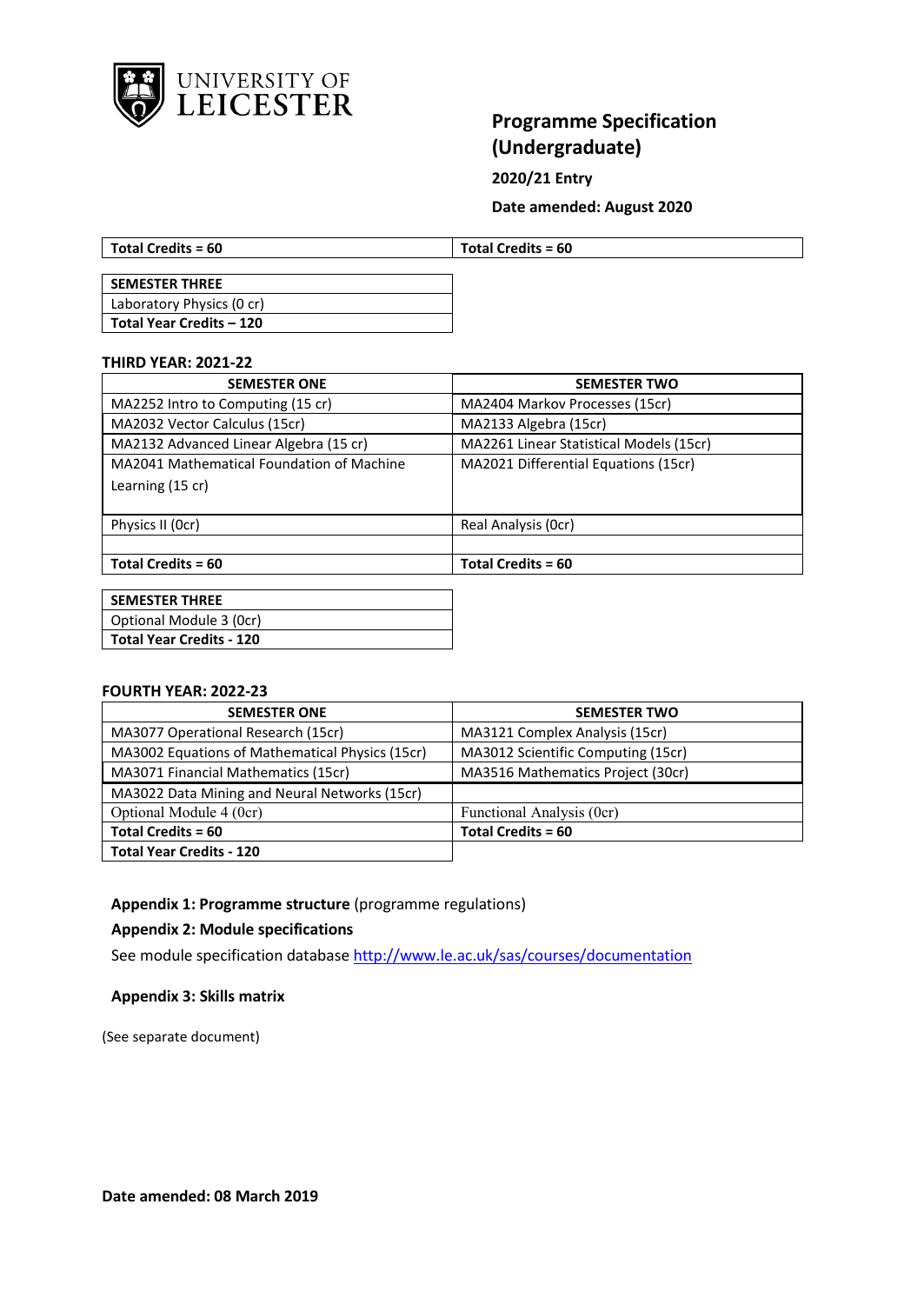| | |
|---|---|
| **Total Credits = 60** | **Total Credits = 60** |

| **SEMESTER THREE** |
|---|
| Laboratory Physics (0 cr) |
| **Total Year Credits – 120** |

**THIRD YEAR: 2021-22**

| SEMESTER ONE | SEMESTER TWO |
|---|---|
| MA2252 Intro to Computing (15 cr) | MA2404 Markov Processes (15cr) |
| MA2032 Vector Calculus (15cr) | MA2133 Algebra (15cr) |
| MA2132 Advanced Linear Algebra (15 cr) | MA2261 Linear Statistical Models (15cr) |
| MA2041 Mathematical Foundation of Machine Learning (15 cr) | MA2021 Differential Equations (15cr) |
| Physics II (0cr) | Real Analysis (0cr) |
| | |
| **Total Credits = 60** | **Total Credits = 60** |

| **SEMESTER THREE** |
|---|
| Optional Module 3 (0cr) |
| **Total Year Credits - 120** |

**FOURTH YEAR: 2022-23**

| SEMESTER ONE | SEMESTER TWO |
|---|---|
| MA3077 Operational Research (15cr) | MA3121 Complex Analysis (15cr) |
| MA3002 Equations of Mathematical Physics (15cr) | MA3012 Scientific Computing (15cr) |
| MA3071 Financial Mathematics (15cr) | MA3516 Mathematics Project (30cr) |
| MA3022 Data Mining and Neural Networks (15cr) | |
| Optional Module 4 (0cr) | Functional Analysis (0cr) |
| **Total Credits = 60** | **Total Credits = 60** |
| **Total Year Credits - 120** | |

**Appendix 1: Programme structure** (programme regulations)

**Appendix 2: Module specifications**

See module specification database http://www.le.ac.uk/sas/courses/documentation

**Appendix 3: Skills matrix**

(See separate document)

**Date amended: 08 March 2019**